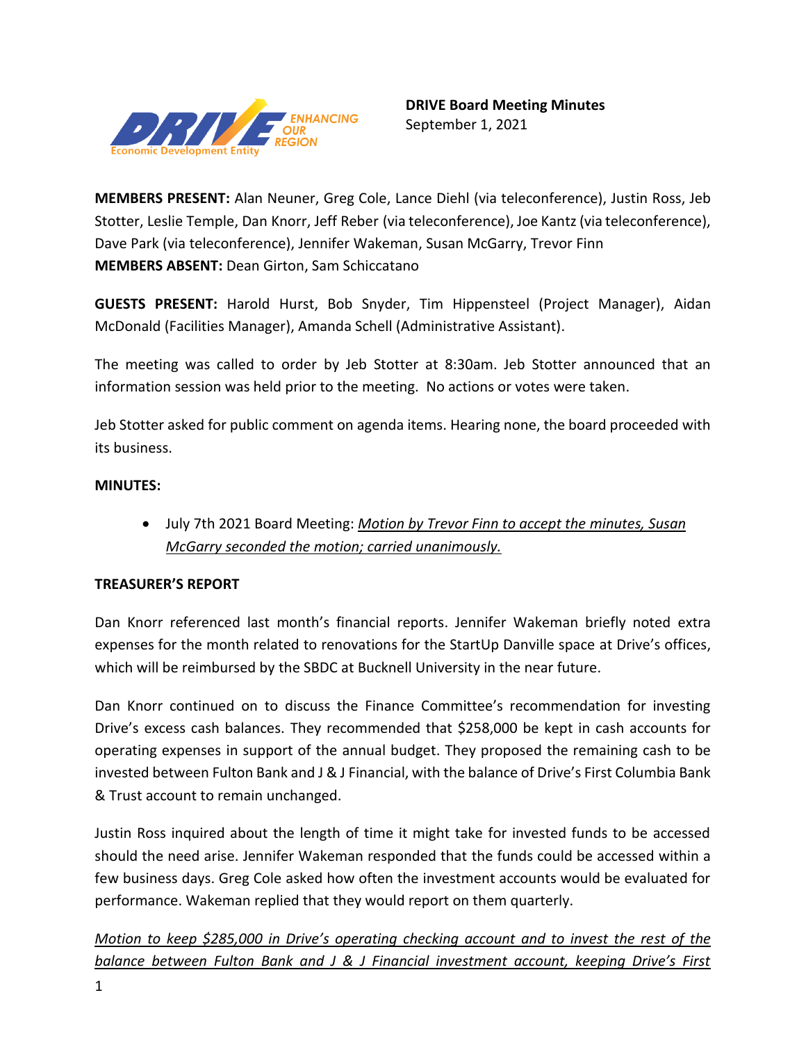**DRIVE Board Meeting Minutes**
September 1, 2021

**MEMBERS PRESENT:** Alan Neuner, Greg Cole, Lance Diehl (via teleconference), Justin Ross, Jeb Stotter, Leslie Temple, Dan Knorr, Jeff Reber (via teleconference), Joe Kantz (via teleconference), Dave Park (via teleconference), Jennifer Wakeman, Susan McGarry, Trevor Finn
**MEMBERS ABSENT:** Dean Girton, Sam Schiccatano

**GUESTS PRESENT:** Harold Hurst, Bob Snyder, Tim Hippensteel (Project Manager), Aidan McDonald (Facilities Manager), Amanda Schell (Administrative Assistant).

The meeting was called to order by Jeb Stotter at 8:30am. Jeb Stotter announced that an information session was held prior to the meeting. No actions or votes were taken.

Jeb Stotter asked for public comment on agenda items. Hearing none, the board proceeded with its business.

**MINUTES:**

- July 7th 2021 Board Meeting: *Motion by Trevor Finn to accept the minutes, Susan McGarry seconded the motion; carried unanimously.*

**TREASURER'S REPORT**

Dan Knorr referenced last month's financial reports. Jennifer Wakeman briefly noted extra expenses for the month related to renovations for the StartUp Danville space at Drive's offices, which will be reimbursed by the SBDC at Bucknell University in the near future.

Dan Knorr continued on to discuss the Finance Committee's recommendation for investing Drive's excess cash balances. They recommended that $258,000 be kept in cash accounts for operating expenses in support of the annual budget. They proposed the remaining cash to be invested between Fulton Bank and J & J Financial, with the balance of Drive's First Columbia Bank & Trust account to remain unchanged.

Justin Ross inquired about the length of time it might take for invested funds to be accessed should the need arise. Jennifer Wakeman responded that the funds could be accessed within a few business days. Greg Cole asked how often the investment accounts would be evaluated for performance. Wakeman replied that they would report on them quarterly.

*Motion to keep $285,000 in Drive's operating checking account and to invest the rest of the balance between Fulton Bank and J & J Financial investment account, keeping Drive's First*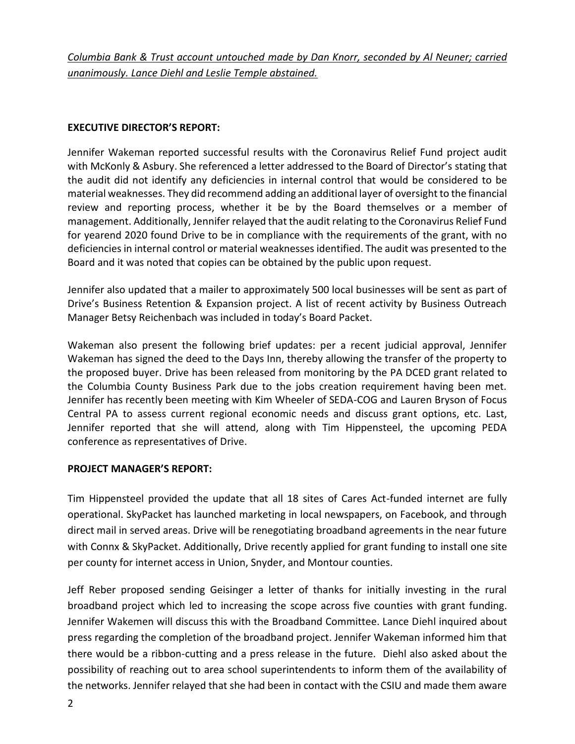*Columbia Bank & Trust account untouched made by Dan Knorr, seconded by Al Neuner; carried unanimously. Lance Diehl and Leslie Temple abstained.*

**EXECUTIVE DIRECTOR'S REPORT:**

Jennifer Wakeman reported successful results with the Coronavirus Relief Fund project audit with McKonly & Asbury. She referenced a letter addressed to the Board of Director's stating that the audit did not identify any deficiencies in internal control that would be considered to be material weaknesses. They did recommend adding an additional layer of oversight to the financial review and reporting process, whether it be by the Board themselves or a member of management. Additionally, Jennifer relayed that the audit relating to the Coronavirus Relief Fund for yearend 2020 found Drive to be in compliance with the requirements of the grant, with no deficiencies in internal control or material weaknesses identified. The audit was presented to the Board and it was noted that copies can be obtained by the public upon request.

Jennifer also updated that a mailer to approximately 500 local businesses will be sent as part of Drive's Business Retention & Expansion project. A list of recent activity by Business Outreach Manager Betsy Reichenbach was included in today's Board Packet.

Wakeman also present the following brief updates: per a recent judicial approval, Jennifer Wakeman has signed the deed to the Days Inn, thereby allowing the transfer of the property to the proposed buyer. Drive has been released from monitoring by the PA DCED grant related to the Columbia County Business Park due to the jobs creation requirement having been met. Jennifer has recently been meeting with Kim Wheeler of SEDA-COG and Lauren Bryson of Focus Central PA to assess current regional economic needs and discuss grant options, etc. Last, Jennifer reported that she will attend, along with Tim Hippensteel, the upcoming PEDA conference as representatives of Drive.

**PROJECT MANAGER'S REPORT:**

Tim Hippensteel provided the update that all 18 sites of Cares Act-funded internet are fully operational. SkyPacket has launched marketing in local newspapers, on Facebook, and through direct mail in served areas. Drive will be renegotiating broadband agreements in the near future with Connx & SkyPacket. Additionally, Drive recently applied for grant funding to install one site per county for internet access in Union, Snyder, and Montour counties.

Jeff Reber proposed sending Geisinger a letter of thanks for initially investing in the rural broadband project which led to increasing the scope across five counties with grant funding. Jennifer Wakemen will discuss this with the Broadband Committee. Lance Diehl inquired about press regarding the completion of the broadband project. Jennifer Wakeman informed him that there would be a ribbon-cutting and a press release in the future. Diehl also asked about the possibility of reaching out to area school superintendents to inform them of the availability of the networks. Jennifer relayed that she had been in contact with the CSIU and made them aware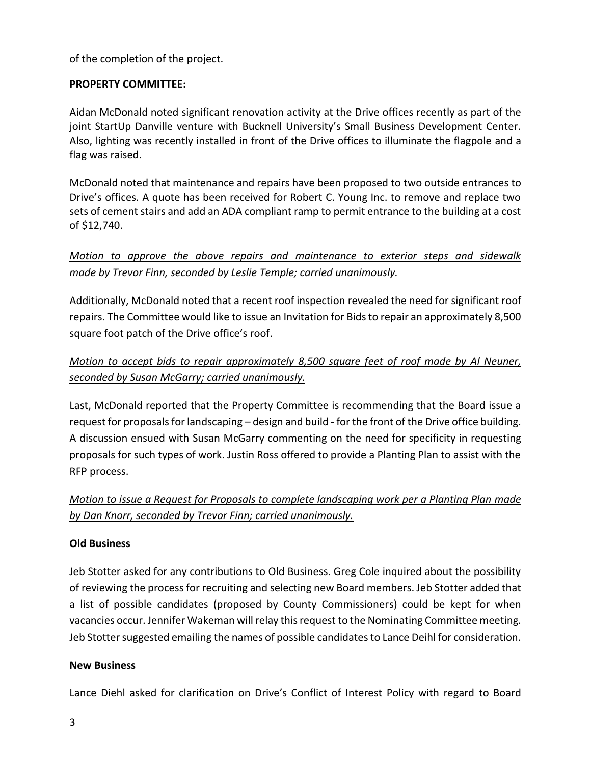of the completion of the project.

**PROPERTY COMMITTEE:**

Aidan McDonald noted significant renovation activity at the Drive offices recently as part of the joint StartUp Danville venture with Bucknell University's Small Business Development Center. Also, lighting was recently installed in front of the Drive offices to illuminate the flagpole and a flag was raised.

McDonald noted that maintenance and repairs have been proposed to two outside entrances to Drive's offices. A quote has been received for Robert C. Young Inc. to remove and replace two sets of cement stairs and add an ADA compliant ramp to permit entrance to the building at a cost of $12,740.

*Motion to approve the above repairs and maintenance to exterior steps and sidewalk made by Trevor Finn, seconded by Leslie Temple; carried unanimously.*

Additionally, McDonald noted that a recent roof inspection revealed the need for significant roof repairs. The Committee would like to issue an Invitation for Bids to repair an approximately 8,500 square foot patch of the Drive office's roof.

*Motion to accept bids to repair approximately 8,500 square feet of roof made by Al Neuner, seconded by Susan McGarry; carried unanimously.*

Last, McDonald reported that the Property Committee is recommending that the Board issue a request for proposals for landscaping – design and build - for the front of the Drive office building. A discussion ensued with Susan McGarry commenting on the need for specificity in requesting proposals for such types of work. Justin Ross offered to provide a Planting Plan to assist with the RFP process.

*Motion to issue a Request for Proposals to complete landscaping work per a Planting Plan made by Dan Knorr, seconded by Trevor Finn; carried unanimously.*

**Old Business**

Jeb Stotter asked for any contributions to Old Business. Greg Cole inquired about the possibility of reviewing the process for recruiting and selecting new Board members. Jeb Stotter added that a list of possible candidates (proposed by County Commissioners) could be kept for when vacancies occur. Jennifer Wakeman will relay this request to the Nominating Committee meeting. Jeb Stotter suggested emailing the names of possible candidates to Lance Deihl for consideration.

**New Business**

Lance Diehl asked for clarification on Drive's Conflict of Interest Policy with regard to Board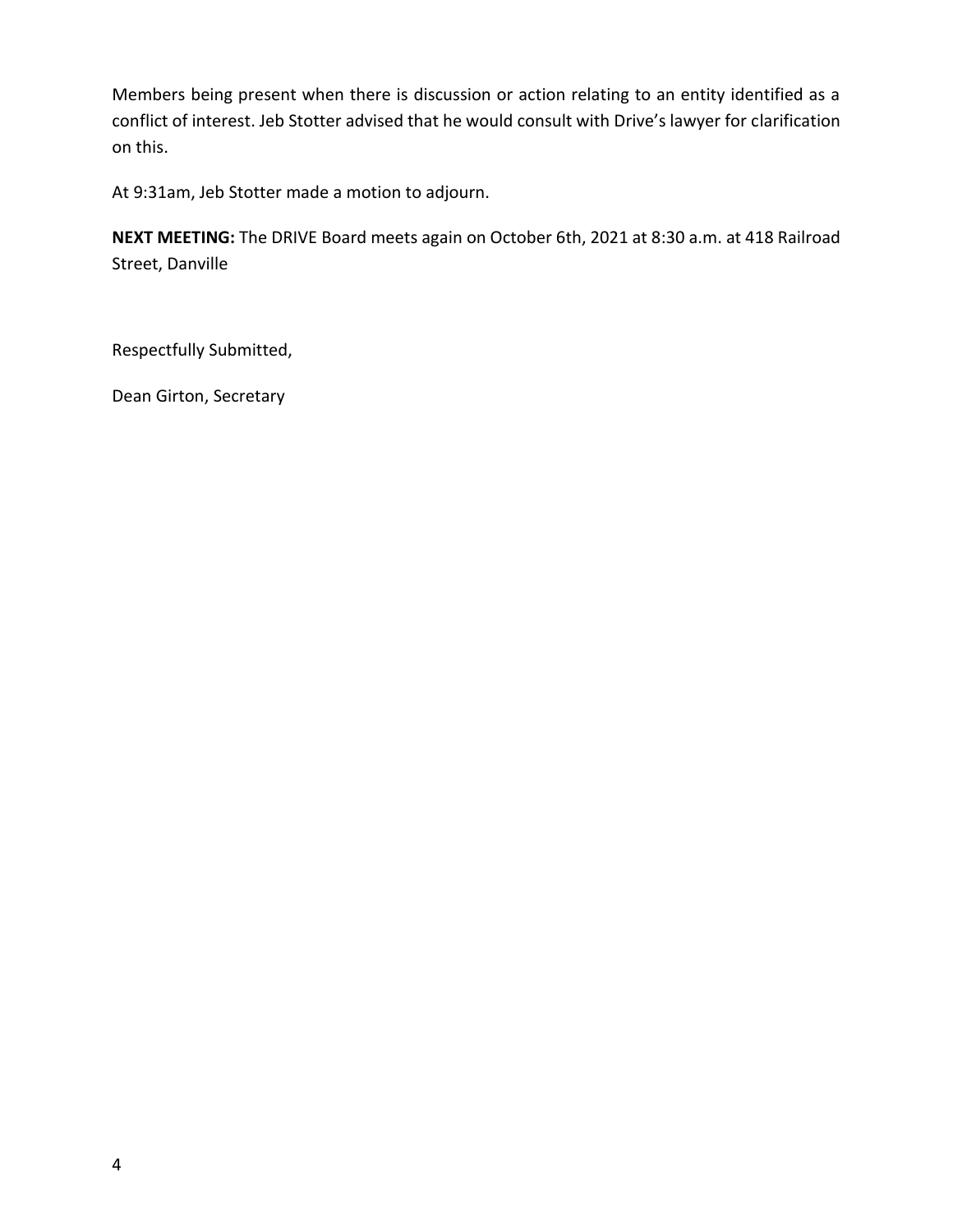Members being present when there is discussion or action relating to an entity identified as a conflict of interest. Jeb Stotter advised that he would consult with Drive's lawyer for clarification on this.

At 9:31am, Jeb Stotter made a motion to adjourn.

**NEXT MEETING:** The DRIVE Board meets again on October 6th, 2021 at 8:30 a.m. at 418 Railroad Street, Danville

Respectfully Submitted,

Dean Girton, Secretary